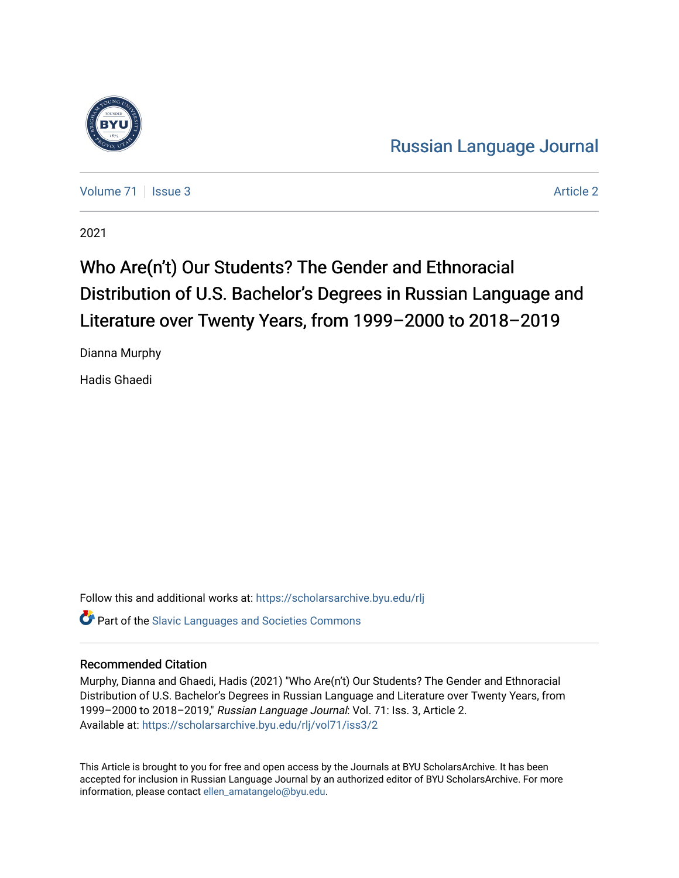# Russian Language Journal

Volume 71 | Issue 3 | Article 2

2021

## Who Are(n't) Our Students? The Gender and Ethnoracial Distribution of U.S. Bachelor's Degrees in Russian Language and Literature over Twenty Years, from 1999–2000 to 2018–2019

Dianna Murphy

Hadis Ghaedi

Follow this and additional works at: https://scholarsarchive.byu.edu/rlj

Part of the Slavic Languages and Societies Commons

### Recommended Citation

Murphy, Dianna and Ghaedi, Hadis (2021) "Who Are(n't) Our Students? The Gender and Ethnoracial Distribution of U.S. Bachelor's Degrees in Russian Language and Literature over Twenty Years, from 1999–2000 to 2018–2019," *Russian Language Journal*: Vol. 71: Iss. 3, Article 2.
Available at: https://scholarsarchive.byu.edu/rlj/vol71/iss3/2

This Article is brought to you for free and open access by the Journals at BYU ScholarsArchive. It has been accepted for inclusion in Russian Language Journal by an authorized editor of BYU ScholarsArchive. For more information, please contact ellen_amatangelo@byu.edu.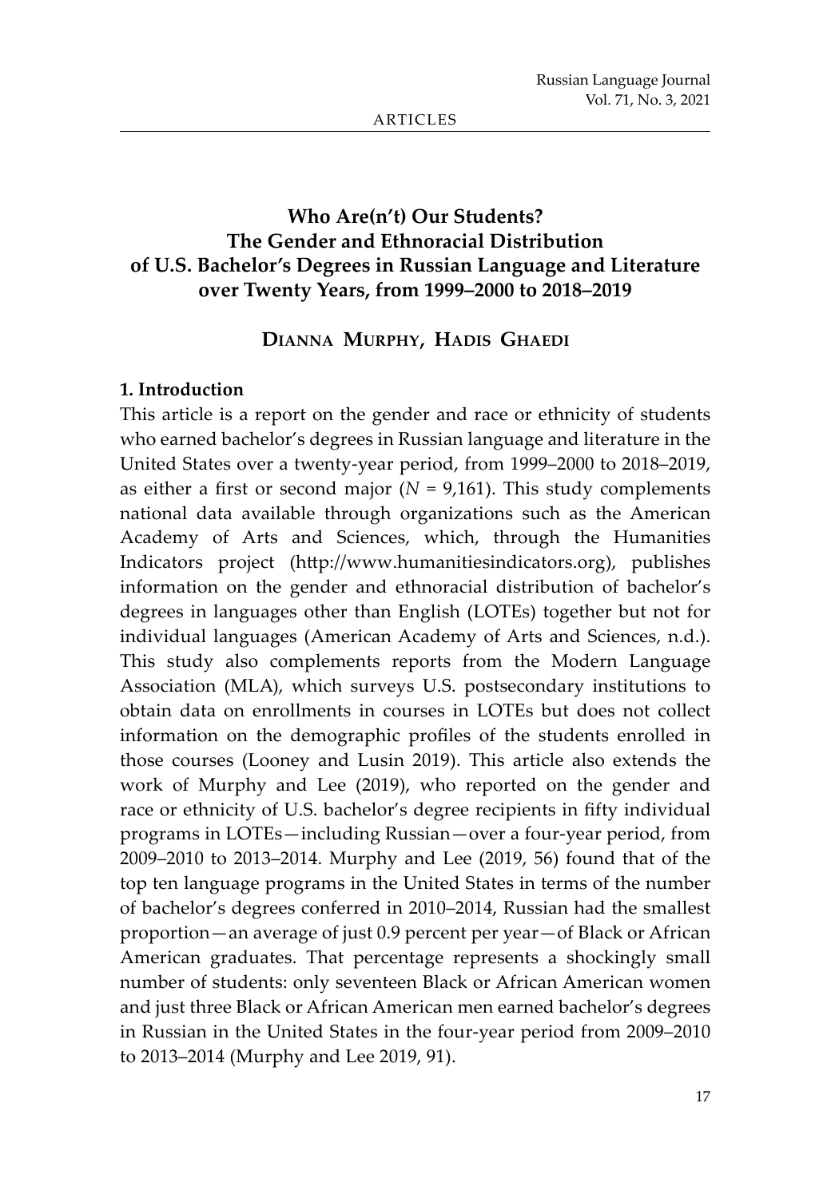# Who Are(n't) Our Students? The Gender and Ethnoracial Distribution of U.S. Bachelor's Degrees in Russian Language and Literature over Twenty Years, from 1999–2000 to 2018–2019

**Dianna Murphy, Hadis Ghaedi**

## 1. Introduction

This article is a report on the gender and race or ethnicity of students who earned bachelor's degrees in Russian language and literature in the United States over a twenty-year period, from 1999–2000 to 2018–2019, as either a first or second major ($N$ = 9,161). This study complements national data available through organizations such as the American Academy of Arts and Sciences, which, through the Humanities Indicators project (http://www.humanitiesindicators.org), publishes information on the gender and ethnoracial distribution of bachelor's degrees in languages other than English (LOTEs) together but not for individual languages (American Academy of Arts and Sciences, n.d.). This study also complements reports from the Modern Language Association (MLA), which surveys U.S. postsecondary institutions to obtain data on enrollments in courses in LOTEs but does not collect information on the demographic profiles of the students enrolled in those courses (Looney and Lusin 2019). This article also extends the work of Murphy and Lee (2019), who reported on the gender and race or ethnicity of U.S. bachelor's degree recipients in fifty individual programs in LOTEs—including Russian—over a four-year period, from 2009–2010 to 2013–2014. Murphy and Lee (2019, 56) found that of the top ten language programs in the United States in terms of the number of bachelor's degrees conferred in 2010–2014, Russian had the smallest proportion—an average of just 0.9 percent per year—of Black or African American graduates. That percentage represents a shockingly small number of students: only seventeen Black or African American women and just three Black or African American men earned bachelor's degrees in Russian in the United States in the four-year period from 2009–2010 to 2013–2014 (Murphy and Lee 2019, 91).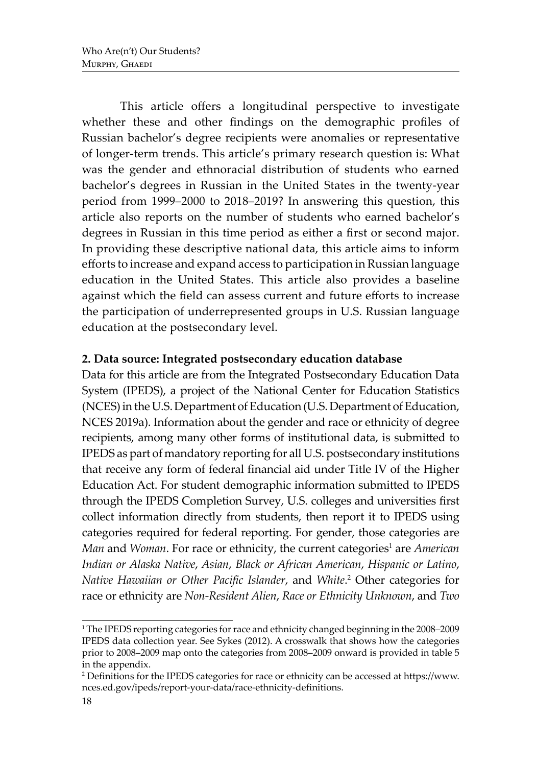This article offers a longitudinal perspective to investigate whether these and other findings on the demographic profiles of Russian bachelor's degree recipients were anomalies or representative of longer-term trends. This article's primary research question is: What was the gender and ethnoracial distribution of students who earned bachelor's degrees in Russian in the United States in the twenty-year period from 1999–2000 to 2018–2019? In answering this question, this article also reports on the number of students who earned bachelor's degrees in Russian in this time period as either a first or second major. In providing these descriptive national data, this article aims to inform efforts to increase and expand access to participation in Russian language education in the United States. This article also provides a baseline against which the field can assess current and future efforts to increase the participation of underrepresented groups in U.S. Russian language education at the postsecondary level.

## 2. Data source: Integrated postsecondary education database

Data for this article are from the Integrated Postsecondary Education Data System (IPEDS), a project of the National Center for Education Statistics (NCES) in the U.S. Department of Education (U.S. Department of Education, NCES 2019a). Information about the gender and race or ethnicity of degree recipients, among many other forms of institutional data, is submitted to IPEDS as part of mandatory reporting for all U.S. postsecondary institutions that receive any form of federal financial aid under Title IV of the Higher Education Act. For student demographic information submitted to IPEDS through the IPEDS Completion Survey, U.S. colleges and universities first collect information directly from students, then report it to IPEDS using categories required for federal reporting. For gender, those categories are *Man* and *Woman*. For race or ethnicity, the current categories[1] are *American Indian or Alaska Native*, *Asian*, *Black or African American*, *Hispanic or Latino*, *Native Hawaiian or Other Pacific Islander*, and *White*.[2] Other categories for race or ethnicity are *Non-Resident Alien*, *Race or Ethnicity Unknown*, and *Two*

---

[1] The IPEDS reporting categories for race and ethnicity changed beginning in the 2008–2009 IPEDS data collection year. See Sykes (2012). A crosswalk that shows how the categories prior to 2008–2009 map onto the categories from 2008–2009 onward is provided in table 5 in the appendix.

[2] Definitions for the IPEDS categories for race or ethnicity can be accessed at https://www.nces.ed.gov/ipeds/report-your-data/race-ethnicity-definitions.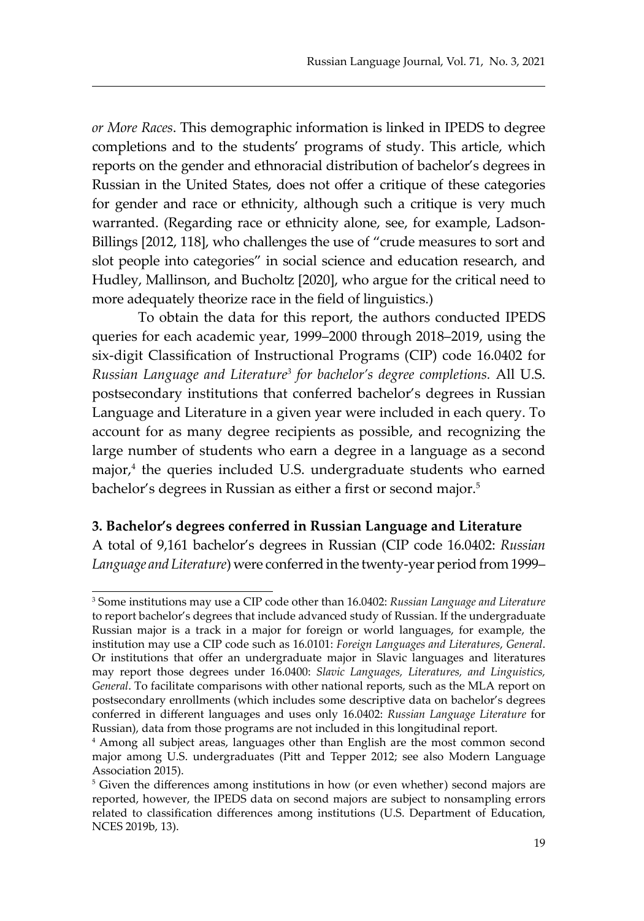*or More Races*. This demographic information is linked in IPEDS to degree completions and to the students' programs of study. This article, which reports on the gender and ethnoracial distribution of bachelor's degrees in Russian in the United States, does not offer a critique of these categories for gender and race or ethnicity, although such a critique is very much warranted. (Regarding race or ethnicity alone, see, for example, Ladson-Billings [2012, 118], who challenges the use of "crude measures to sort and slot people into categories" in social science and education research, and Hudley, Mallinson, and Bucholtz [2020], who argue for the critical need to more adequately theorize race in the field of linguistics.)

To obtain the data for this report, the authors conducted IPEDS queries for each academic year, 1999–2000 through 2018–2019, using the six-digit Classification of Instructional Programs (CIP) code 16.0402 for *Russian Language and Literature*[3] *for bachelor's degree completions.* All U.S. postsecondary institutions that conferred bachelor's degrees in Russian Language and Literature in a given year were included in each query. To account for as many degree recipients as possible, and recognizing the large number of students who earn a degree in a language as a second major,[4] the queries included U.S. undergraduate students who earned bachelor's degrees in Russian as either a first or second major.[5]

## 3. Bachelor's degrees conferred in Russian Language and Literature

A total of 9,161 bachelor's degrees in Russian (CIP code 16.0402: *Russian Language and Literature*) were conferred in the twenty-year period from 1999–

---

[3] Some institutions may use a CIP code other than 16.0402: *Russian Language and Literature* to report bachelor's degrees that include advanced study of Russian. If the undergraduate Russian major is a track in a major for foreign or world languages, for example, the institution may use a CIP code such as 16.0101: *Foreign Languages and Literatures, General*. Or institutions that offer an undergraduate major in Slavic languages and literatures may report those degrees under 16.0400: *Slavic Languages, Literatures, and Linguistics, General*. To facilitate comparisons with other national reports, such as the MLA report on postsecondary enrollments (which includes some descriptive data on bachelor's degrees conferred in different languages and uses only 16.0402: *Russian Language Literature* for Russian), data from those programs are not included in this longitudinal report.

[4] Among all subject areas, languages other than English are the most common second major among U.S. undergraduates (Pitt and Tepper 2012; see also Modern Language Association 2015).

[5] Given the differences among institutions in how (or even whether) second majors are reported, however, the IPEDS data on second majors are subject to nonsampling errors related to classification differences among institutions (U.S. Department of Education, NCES 2019b, 13).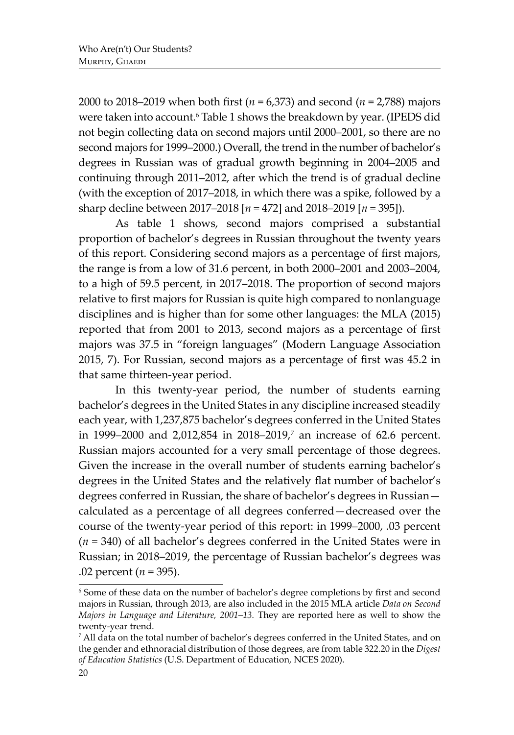2000 to 2018–2019 when both first (*n* = 6,373) and second (*n* = 2,788) majors were taken into account.[6] Table 1 shows the breakdown by year. (IPEDS did not begin collecting data on second majors until 2000–2001, so there are no second majors for 1999–2000.) Overall, the trend in the number of bachelor's degrees in Russian was of gradual growth beginning in 2004–2005 and continuing through 2011–2012, after which the trend is of gradual decline (with the exception of 2017–2018, in which there was a spike, followed by a sharp decline between 2017–2018 [*n* = 472] and 2018–2019 [*n* = 395]).

As table 1 shows, second majors comprised a substantial proportion of bachelor's degrees in Russian throughout the twenty years of this report. Considering second majors as a percentage of first majors, the range is from a low of 31.6 percent, in both 2000–2001 and 2003–2004, to a high of 59.5 percent, in 2017–2018. The proportion of second majors relative to first majors for Russian is quite high compared to nonlanguage disciplines and is higher than for some other languages: the MLA (2015) reported that from 2001 to 2013, second majors as a percentage of first majors was 37.5 in "foreign languages" (Modern Language Association 2015, 7). For Russian, second majors as a percentage of first was 45.2 in that same thirteen-year period.

In this twenty-year period, the number of students earning bachelor's degrees in the United States in any discipline increased steadily each year, with 1,237,875 bachelor's degrees conferred in the United States in 1999–2000 and 2,012,854 in 2018–2019,[7] an increase of 62.6 percent. Russian majors accounted for a very small percentage of those degrees. Given the increase in the overall number of students earning bachelor's degrees in the United States and the relatively flat number of bachelor's degrees conferred in Russian, the share of bachelor's degrees in Russian—calculated as a percentage of all degrees conferred—decreased over the course of the twenty-year period of this report: in 1999–2000, .03 percent (*n* = 340) of all bachelor's degrees conferred in the United States were in Russian; in 2018–2019, the percentage of Russian bachelor's degrees was .02 percent (*n* = 395).

---

[6] Some of these data on the number of bachelor's degree completions by first and second majors in Russian, through 2013, are also included in the 2015 MLA article *Data on Second Majors in Language and Literature, 2001–13*. They are reported here as well to show the twenty-year trend.

[7] All data on the total number of bachelor's degrees conferred in the United States, and on the gender and ethnoracial distribution of those degrees, are from table 322.20 in the *Digest of Education Statistics* (U.S. Department of Education, NCES 2020).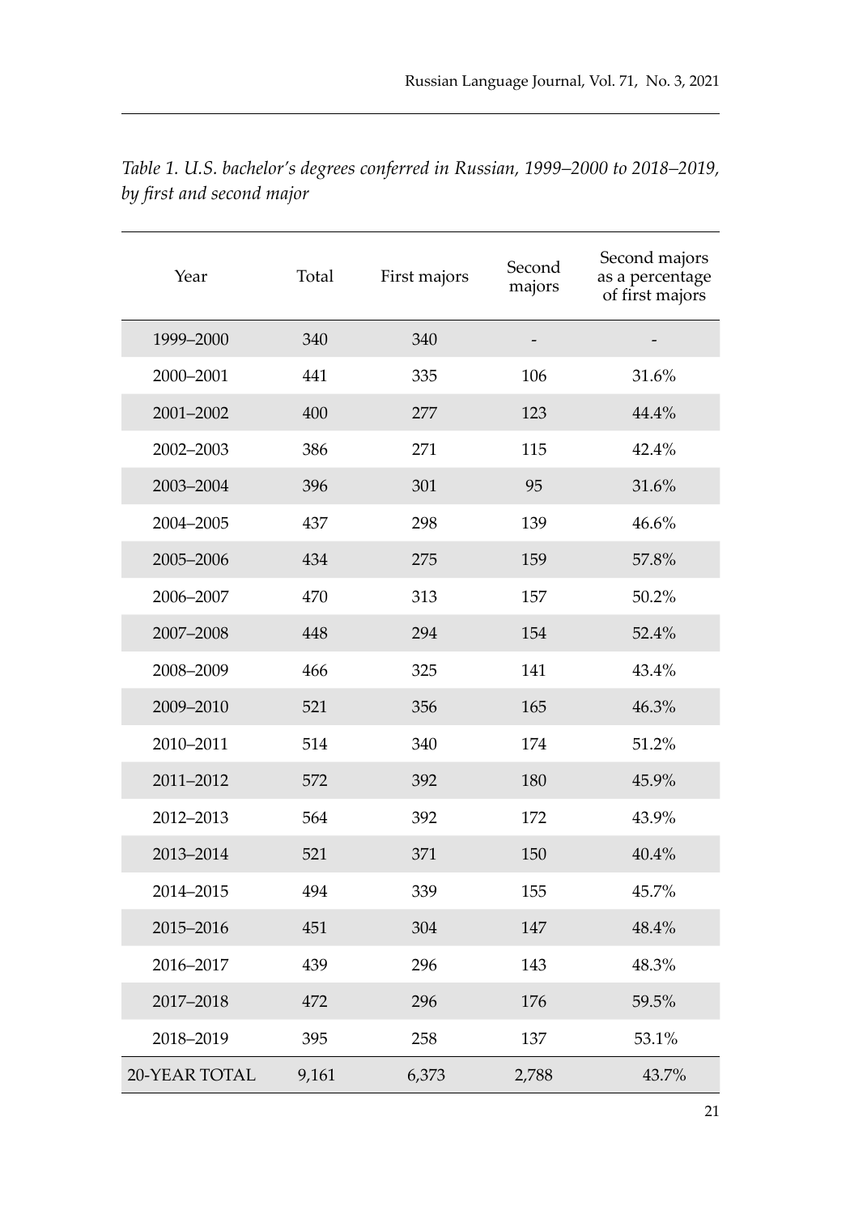*Table 1. U.S. bachelor's degrees conferred in Russian, 1999–2000 to 2018–2019, by first and second major*

| Year | Total | First majors | Second majors | Second majors as a percentage of first majors |
|---|---|---|---|---|
| 1999–2000 | 340 | 340 | - | - |
| 2000–2001 | 441 | 335 | 106 | 31.6% |
| 2001–2002 | 400 | 277 | 123 | 44.4% |
| 2002–2003 | 386 | 271 | 115 | 42.4% |
| 2003–2004 | 396 | 301 | 95 | 31.6% |
| 2004–2005 | 437 | 298 | 139 | 46.6% |
| 2005–2006 | 434 | 275 | 159 | 57.8% |
| 2006–2007 | 470 | 313 | 157 | 50.2% |
| 2007–2008 | 448 | 294 | 154 | 52.4% |
| 2008–2009 | 466 | 325 | 141 | 43.4% |
| 2009–2010 | 521 | 356 | 165 | 46.3% |
| 2010–2011 | 514 | 340 | 174 | 51.2% |
| 2011–2012 | 572 | 392 | 180 | 45.9% |
| 2012–2013 | 564 | 392 | 172 | 43.9% |
| 2013–2014 | 521 | 371 | 150 | 40.4% |
| 2014–2015 | 494 | 339 | 155 | 45.7% |
| 2015–2016 | 451 | 304 | 147 | 48.4% |
| 2016–2017 | 439 | 296 | 143 | 48.3% |
| 2017–2018 | 472 | 296 | 176 | 59.5% |
| 2018–2019 | 395 | 258 | 137 | 53.1% |
| 20-YEAR TOTAL | 9,161 | 6,373 | 2,788 | 43.7% |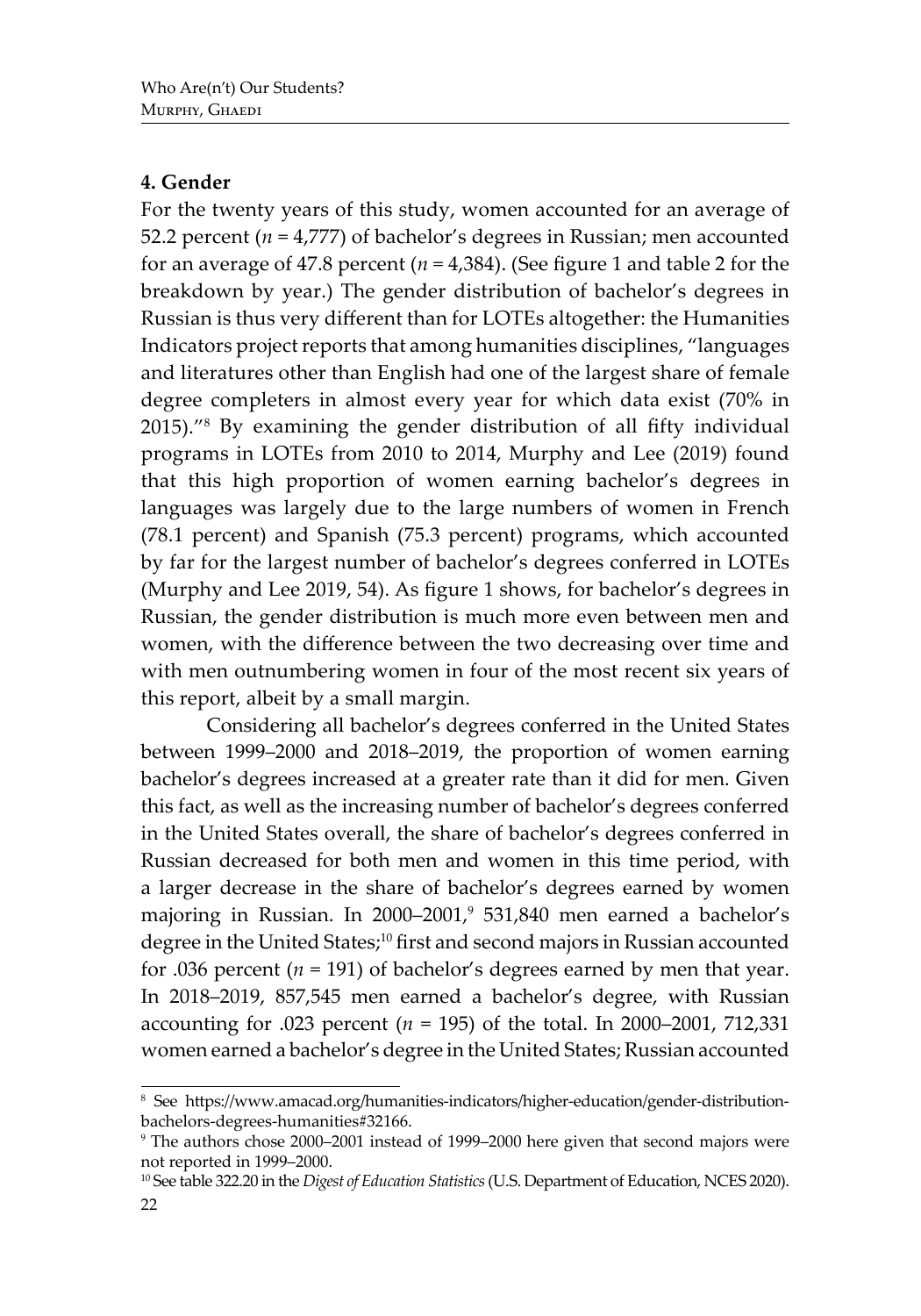### 4. Gender

For the twenty years of this study, women accounted for an average of 52.2 percent (*n* = 4,777) of bachelor's degrees in Russian; men accounted for an average of 47.8 percent (*n* = 4,384). (See figure 1 and table 2 for the breakdown by year.) The gender distribution of bachelor's degrees in Russian is thus very different than for LOTEs altogether: the Humanities Indicators project reports that among humanities disciplines, "languages and literatures other than English had one of the largest share of female degree completers in almost every year for which data exist (70% in 2015)."[8] By examining the gender distribution of all fifty individual programs in LOTEs from 2010 to 2014, Murphy and Lee (2019) found that this high proportion of women earning bachelor's degrees in languages was largely due to the large numbers of women in French (78.1 percent) and Spanish (75.3 percent) programs, which accounted by far for the largest number of bachelor's degrees conferred in LOTEs (Murphy and Lee 2019, 54). As figure 1 shows, for bachelor's degrees in Russian, the gender distribution is much more even between men and women, with the difference between the two decreasing over time and with men outnumbering women in four of the most recent six years of this report, albeit by a small margin.

Considering all bachelor's degrees conferred in the United States between 1999–2000 and 2018–2019, the proportion of women earning bachelor's degrees increased at a greater rate than it did for men. Given this fact, as well as the increasing number of bachelor's degrees conferred in the United States overall, the share of bachelor's degrees conferred in Russian decreased for both men and women in this time period, with a larger decrease in the share of bachelor's degrees earned by women majoring in Russian. In 2000–2001,[9] 531,840 men earned a bachelor's degree in the United States;[10] first and second majors in Russian accounted for .036 percent (*n* = 191) of bachelor's degrees earned by men that year. In 2018–2019, 857,545 men earned a bachelor's degree, with Russian accounting for .023 percent (*n* = 195) of the total. In 2000–2001, 712,331 women earned a bachelor's degree in the United States; Russian accounted

---

[8] See https://www.amacad.org/humanities-indicators/higher-education/gender-distribution-bachelors-degrees-humanities#32166.

[9] The authors chose 2000–2001 instead of 1999–2000 here given that second majors were not reported in 1999–2000.

[10] See table 322.20 in the *Digest of Education Statistics* (U.S. Department of Education, NCES 2020).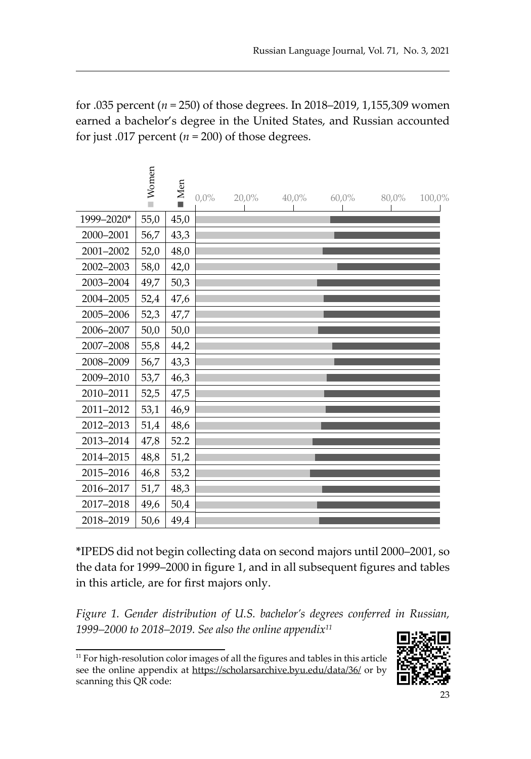for .035 percent (*n* = 250) of those degrees. In 2018–2019, 1,155,309 women earned a bachelor's degree in the United States, and Russian accounted for just .017 percent (*n* = 200) of those degrees.

| | Women | Men |
|---|---|---|
| 1999–2020* | 55,0 | 45,0 |
| 2000–2001 | 56,7 | 43,3 |
| 2001–2002 | 52,0 | 48,0 |
| 2002–2003 | 58,0 | 42,0 |
| 2003–2004 | 49,7 | 50,3 |
| 2004–2005 | 52,4 | 47,6 |
| 2005–2006 | 52,3 | 47,7 |
| 2006–2007 | 50,0 | 50,0 |
| 2007–2008 | 55,8 | 44,2 |
| 2008–2009 | 56,7 | 43,3 |
| 2009–2010 | 53,7 | 46,3 |
| 2010–2011 | 52,5 | 47,5 |
| 2011–2012 | 53,1 | 46,9 |
| 2012–2013 | 51,4 | 48,6 |
| 2013–2014 | 47,8 | 52.2 |
| 2014–2015 | 48,8 | 51,2 |
| 2015–2016 | 46,8 | 53,2 |
| 2016–2017 | 51,7 | 48,3 |
| 2017–2018 | 49,6 | 50,4 |
| 2018–2019 | 50,6 | 49,4 |

**\***IPEDS did not begin collecting data on second majors until 2000–2001, so the data for 1999–2000 in figure 1, and in all subsequent figures and tables in this article, are for first majors only.

*Figure 1. Gender distribution of U.S. bachelor's degrees conferred in Russian, 1999–2000 to 2018–2019. See also the online appendix*[11]

[11] For high-resolution color images of all the figures and tables in this article see the online appendix at https://scholarsarchive.byu.edu/data/36/ or by scanning this QR code: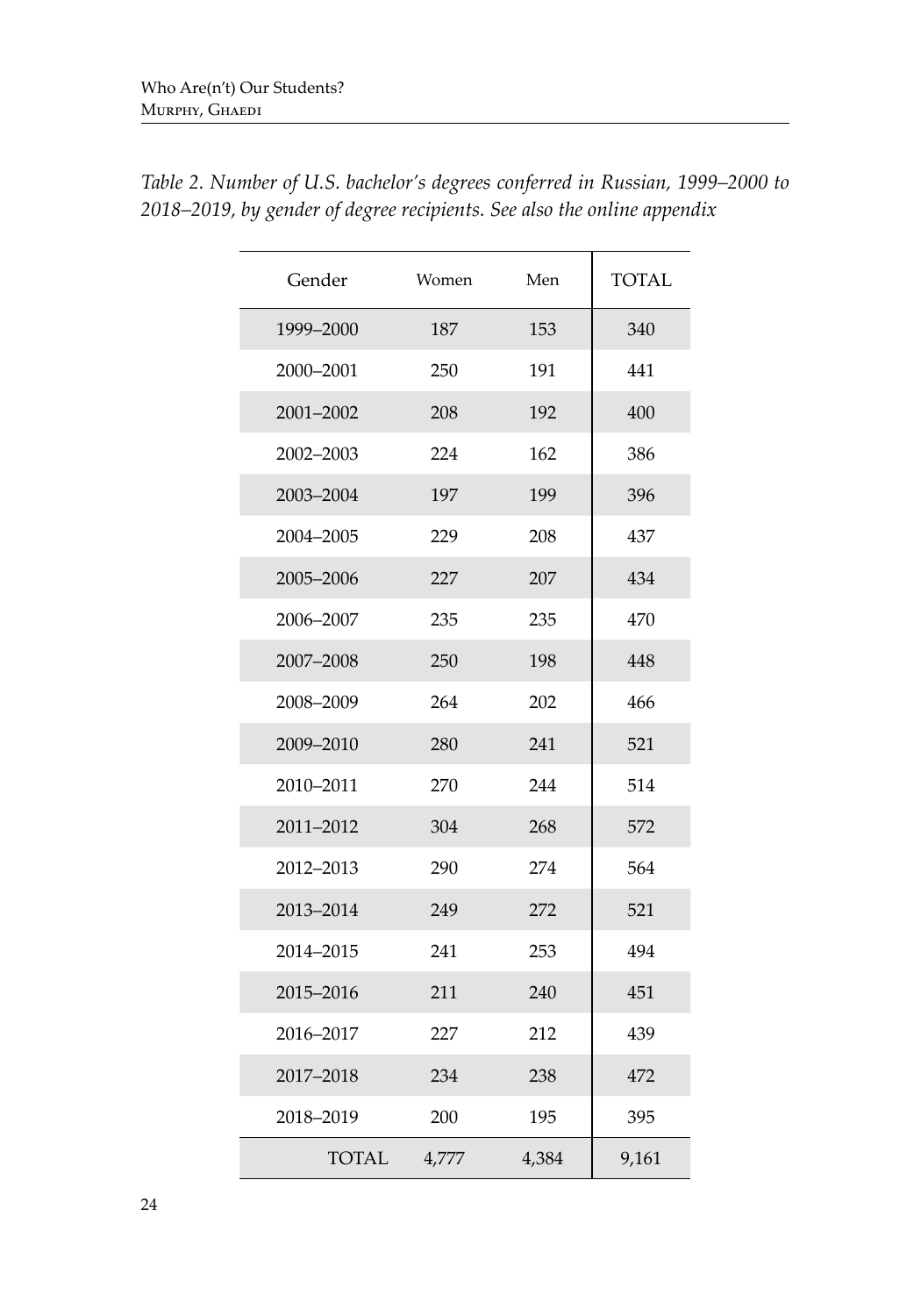*Table 2. Number of U.S. bachelor's degrees conferred in Russian, 1999–2000 to 2018–2019, by gender of degree recipients. See also the online appendix*

| Gender | Women | Men | TOTAL |
|---|---|---|---|
| 1999–2000 | 187 | 153 | 340 |
| 2000–2001 | 250 | 191 | 441 |
| 2001–2002 | 208 | 192 | 400 |
| 2002–2003 | 224 | 162 | 386 |
| 2003–2004 | 197 | 199 | 396 |
| 2004–2005 | 229 | 208 | 437 |
| 2005–2006 | 227 | 207 | 434 |
| 2006–2007 | 235 | 235 | 470 |
| 2007–2008 | 250 | 198 | 448 |
| 2008–2009 | 264 | 202 | 466 |
| 2009–2010 | 280 | 241 | 521 |
| 2010–2011 | 270 | 244 | 514 |
| 2011–2012 | 304 | 268 | 572 |
| 2012–2013 | 290 | 274 | 564 |
| 2013–2014 | 249 | 272 | 521 |
| 2014–2015 | 241 | 253 | 494 |
| 2015–2016 | 211 | 240 | 451 |
| 2016–2017 | 227 | 212 | 439 |
| 2017–2018 | 234 | 238 | 472 |
| 2018–2019 | 200 | 195 | 395 |
| TOTAL | 4,777 | 4,384 | 9,161 |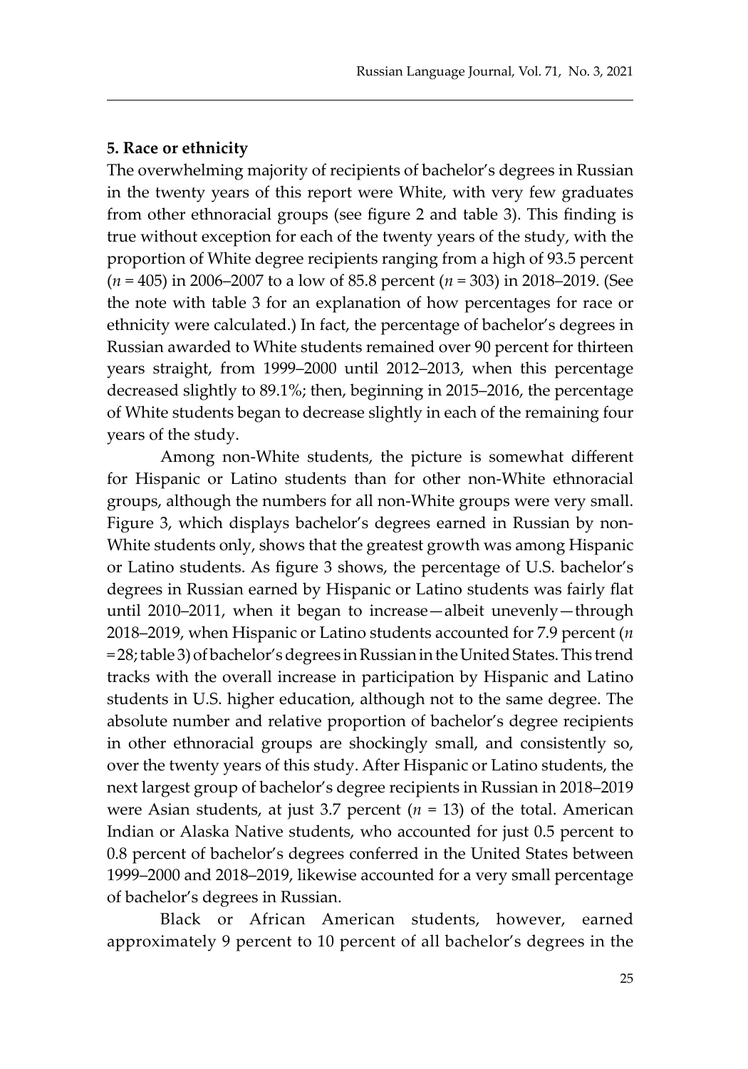**5. Race or ethnicity**

The overwhelming majority of recipients of bachelor's degrees in Russian in the twenty years of this report were White, with very few graduates from other ethnoracial groups (see figure 2 and table 3). This finding is true without exception for each of the twenty years of the study, with the proportion of White degree recipients ranging from a high of 93.5 percent (*n* = 405) in 2006–2007 to a low of 85.8 percent (*n* = 303) in 2018–2019. (See the note with table 3 for an explanation of how percentages for race or ethnicity were calculated.) In fact, the percentage of bachelor's degrees in Russian awarded to White students remained over 90 percent for thirteen years straight, from 1999–2000 until 2012–2013, when this percentage decreased slightly to 89.1%; then, beginning in 2015–2016, the percentage of White students began to decrease slightly in each of the remaining four years of the study.

Among non-White students, the picture is somewhat different for Hispanic or Latino students than for other non-White ethnoracial groups, although the numbers for all non-White groups were very small. Figure 3, which displays bachelor's degrees earned in Russian by non-White students only, shows that the greatest growth was among Hispanic or Latino students. As figure 3 shows, the percentage of U.S. bachelor's degrees in Russian earned by Hispanic or Latino students was fairly flat until 2010–2011, when it began to increase—albeit unevenly—through 2018–2019, when Hispanic or Latino students accounted for 7.9 percent (*n* = 28; table 3) of bachelor's degrees in Russian in the United States. This trend tracks with the overall increase in participation by Hispanic and Latino students in U.S. higher education, although not to the same degree. The absolute number and relative proportion of bachelor's degree recipients in other ethnoracial groups are shockingly small, and consistently so, over the twenty years of this study. After Hispanic or Latino students, the next largest group of bachelor's degree recipients in Russian in 2018–2019 were Asian students, at just 3.7 percent (*n* = 13) of the total. American Indian or Alaska Native students, who accounted for just 0.5 percent to 0.8 percent of bachelor's degrees conferred in the United States between 1999–2000 and 2018–2019, likewise accounted for a very small percentage of bachelor's degrees in Russian.

Black or African American students, however, earned approximately 9 percent to 10 percent of all bachelor's degrees in the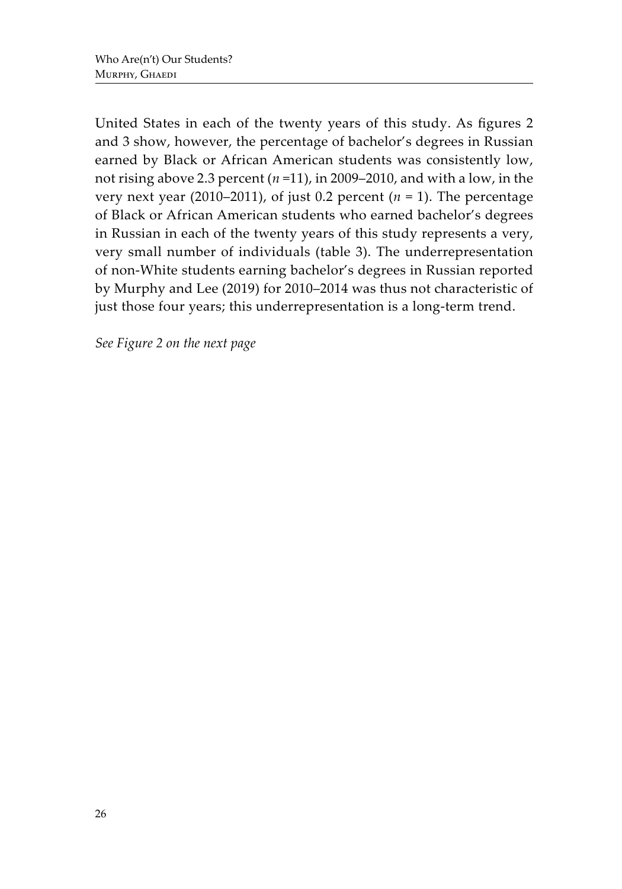United States in each of the twenty years of this study. As figures 2 and 3 show, however, the percentage of bachelor's degrees in Russian earned by Black or African American students was consistently low, not rising above 2.3 percent ($n$ =11), in 2009–2010, and with a low, in the very next year (2010–2011), of just 0.2 percent ($n$ = 1). The percentage of Black or African American students who earned bachelor's degrees in Russian in each of the twenty years of this study represents a very, very small number of individuals (table 3). The underrepresentation of non-White students earning bachelor's degrees in Russian reported by Murphy and Lee (2019) for 2010–2014 was thus not characteristic of just those four years; this underrepresentation is a long-term trend.

*See Figure 2 on the next page*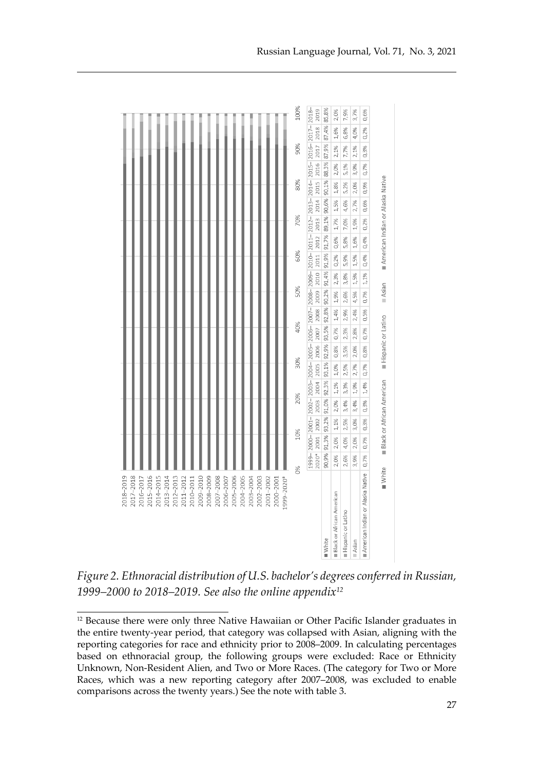| | 1999–2020* | 2000–2001 | 2001–2002 | 2002–2003 | 2003–2004 | 2004–2005 | 2005–2006 | 2006–2007 | 2007–2008 | 2008–2009 | 2009–2010 | 2010–2011 | 2011–2012 | 2012–2013 | 2013–2014 | 2014–2015 | 2015–2016 | 2016–2017 | 2017–2018 | 2018–2019 |
|---|---|---|---|---|---|---|---|---|---|---|---|---|---|---|---|---|---|---|---|---|
| White | 90,9% | 91,3% | 93,2% | 91,0% | 92,3% | 93,1% | 92,9% | 93,5% | 92,8% | 90,2% | 91,4% | 91,9% | 91,7% | 89,1% | 90,6% | 90,1% | 88,3% | 87,9% | 87,4% | 85,8% |
| Black or African American | 2,0% | 2,0% | 1,1% | 2,0% | 1,1% | 1,0% | 0,8% | 0,7% | 1,4% | 1,9% | 2,3% | 0,2% | 0,6% | 1,7% | 1,5% | 1,8% | 2,0% | 2,1% | 1,6% | 2,0% |
| Hispanic or Latino | 2,6% | 4,0% | 2,5% | 3,4% | 3,3% | 2,5% | 3,5% | 2,3% | 2,9% | 2,6% | 3,8% | 5,9% | 5,8% | 7,0% | 4,6% | 5,2% | 5,1% | 7,7% | 6,8% | 7,9% |
| Asian | 3,9% | 2,0% | 3,0% | 3,4% | 1,9% | 2,7% | 2,0% | 2,8% | 2,4% | 4,5% | 1,5% | 1,5% | 1,6% | 1,9% | 2,7% | 2,0% | 3,9% | 2,1% | 4,0% | 3,7% |
| American Indian or Alaska Native | 0,7% | 0,7% | 0,3% | 0,3% | 1,4% | 0,7% | 0,8% | 0,7% | 0,5% | 0,7% | 1,1% | 0,4% | 0,4% | 0,2% | 0,6% | 0,9% | 0,7% | 0,3% | 0,2% | 0,6% |

*Figure 2. Ethnoracial distribution of U.S. bachelor's degrees conferred in Russian, 1999–2000 to 2018–2019. See also the online appendix[12]*

[12] Because there were only three Native Hawaiian or Other Pacific Islander graduates in the entire twenty-year period, that category was collapsed with Asian, aligning with the reporting categories for race and ethnicity prior to 2008–2009. In calculating percentages based on ethnoracial group, the following groups were excluded: Race or Ethnicity Unknown, Non-Resident Alien, and Two or More Races. (The category for Two or More Races, which was a new reporting category after 2007–2008, was excluded to enable comparisons across the twenty years.) See the note with table 3.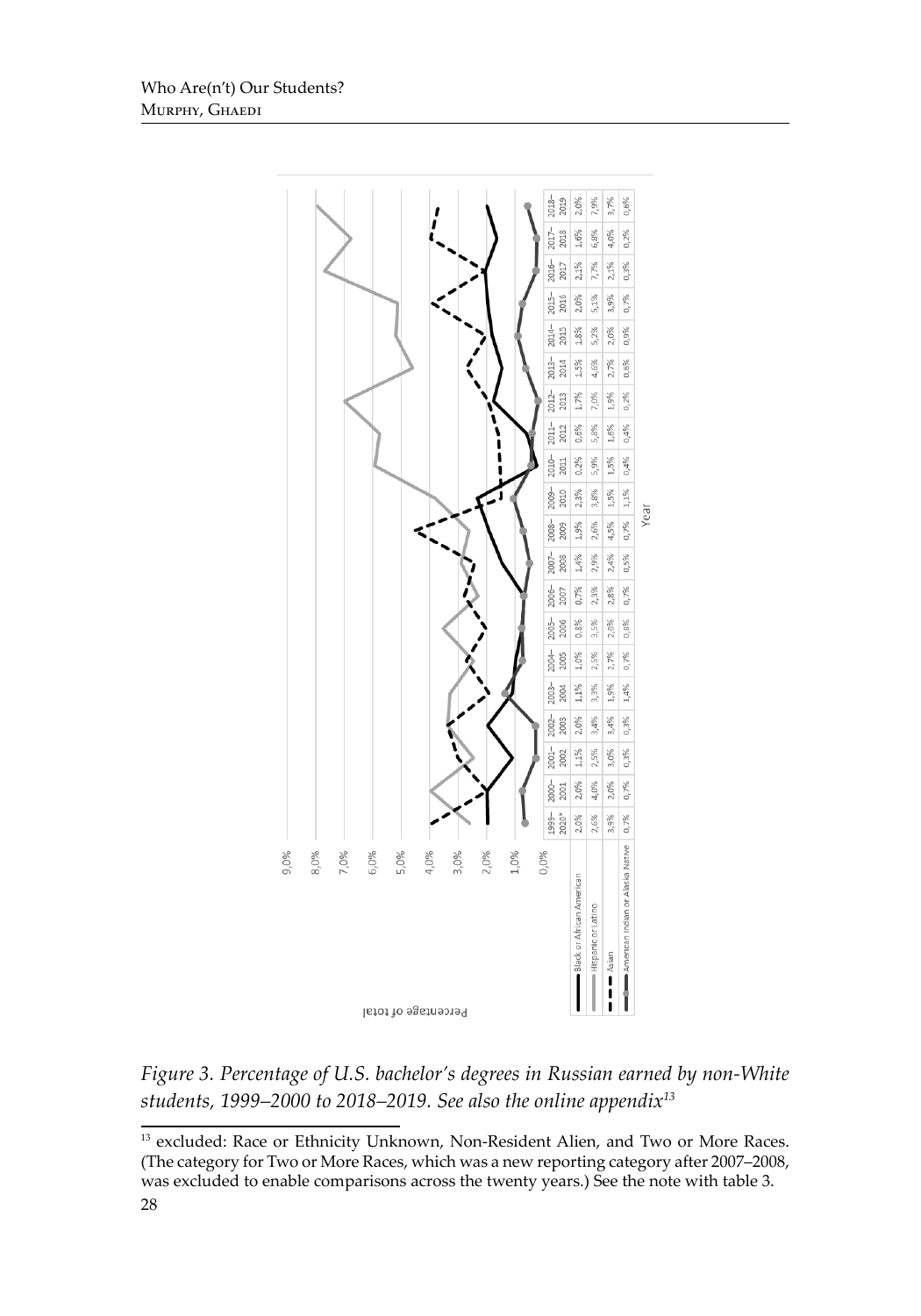| | 1999–2020* | 2000–2001 | 2001–2002 | 2002–2003 | 2003–2004 | 2004–2005 | 2005–2006 | 2006–2007 | 2007–2008 | 2008–2009 | 2009–2010 | 2010–2011 | 2011–2012 | 2012–2013 | 2013–2014 | 2014–2015 | 2015–2016 | 2016–2017 | 2017–2018 | 2018–2019 |
|---|---|---|---|---|---|---|---|---|---|---|---|---|---|---|---|---|---|---|---|---|
| Black or African American | 2,0% | 2,0% | 1,1% | 2,0% | 1,1% | 1,0% | 0,8% | 0,7% | 1,4% | 1,9% | 2,3% | 0,2% | 0,6% | 1,7% | 1,5% | 1,8% | 2,0% | 2,1% | 1,6% | 2,0% |
| Hispanic or Latino | 2,6% | 4,0% | 2,5% | 3,4% | 3,3% | 2,5% | 3,5% | 2,3% | 2,9% | 2,6% | 3,8% | 5,9% | 5,8% | 7,0% | 4,6% | 5,2% | 5,1% | 7,7% | 6,8% | 7,9% |
| Asian | 3,9% | 2,0% | 3,0% | 3,4% | 1,9% | 2,7% | 2,0% | 2,8% | 2,4% | 4,5% | 1,5% | 1,5% | 1,6% | 1,9% | 2,7% | 2,0% | 3,9% | 2,1% | 4,0% | 3,7% |
| American Indian or Alaska Native | 0,7% | 0,7% | 0,3% | 0,3% | 1,4% | 0,7% | 0,8% | 0,7% | 0,5% | 0,7% | 1,1% | 0,4% | 0,4% | 0,2% | 0,6% | 0,9% | 0,7% | 0,3% | 0,2% | 0,6% |

*Figure 3. Percentage of U.S. bachelor's degrees in Russian earned by non-White students, 1999–2000 to 2018–2019. See also the online appendix*[13]

[13] excluded: Race or Ethnicity Unknown, Non-Resident Alien, and Two or More Races. (The category for Two or More Races, which was a new reporting category after 2007–2008, was excluded to enable comparisons across the twenty years.) See the note with table 3.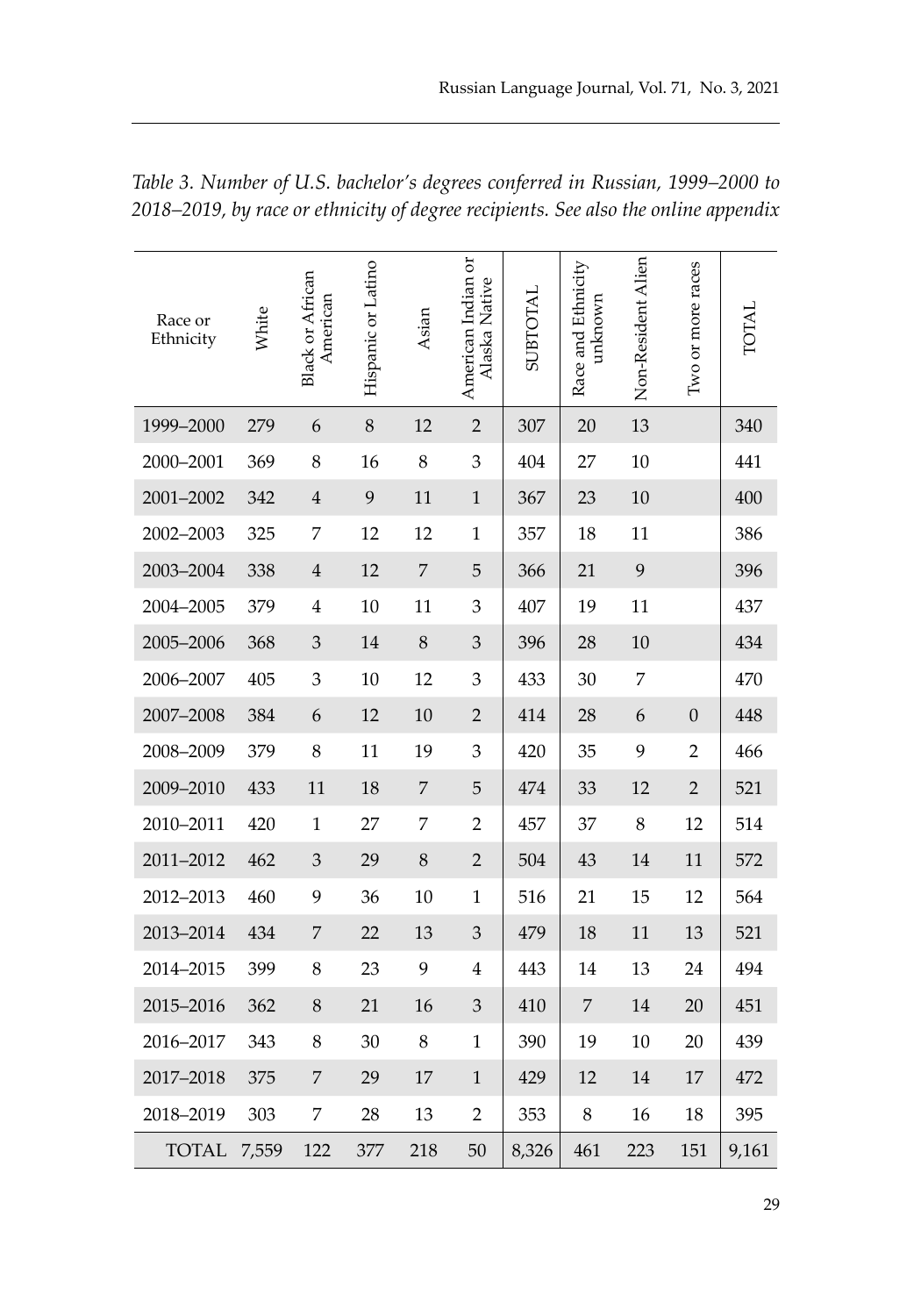*Table 3. Number of U.S. bachelor's degrees conferred in Russian, 1999–2000 to 2018–2019, by race or ethnicity of degree recipients. See also the online appendix*

| Race or Ethnicity | White | Black or African American | Hispanic or Latino | Asian | American Indian or Alaska Native | SUBTOTAL | Race and Ethnicity unknown | Non-Resident Alien | Two or more races | TOTAL |
|---|---|---|---|---|---|---|---|---|---|---|
| 1999–2000 | 279 | 6 | 8 | 12 | 2 | 307 | 20 | 13 | | 340 |
| 2000–2001 | 369 | 8 | 16 | 8 | 3 | 404 | 27 | 10 | | 441 |
| 2001–2002 | 342 | 4 | 9 | 11 | 1 | 367 | 23 | 10 | | 400 |
| 2002–2003 | 325 | 7 | 12 | 12 | 1 | 357 | 18 | 11 | | 386 |
| 2003–2004 | 338 | 4 | 12 | 7 | 5 | 366 | 21 | 9 | | 396 |
| 2004–2005 | 379 | 4 | 10 | 11 | 3 | 407 | 19 | 11 | | 437 |
| 2005–2006 | 368 | 3 | 14 | 8 | 3 | 396 | 28 | 10 | | 434 |
| 2006–2007 | 405 | 3 | 10 | 12 | 3 | 433 | 30 | 7 | | 470 |
| 2007–2008 | 384 | 6 | 12 | 10 | 2 | 414 | 28 | 6 | 0 | 448 |
| 2008–2009 | 379 | 8 | 11 | 19 | 3 | 420 | 35 | 9 | 2 | 466 |
| 2009–2010 | 433 | 11 | 18 | 7 | 5 | 474 | 33 | 12 | 2 | 521 |
| 2010–2011 | 420 | 1 | 27 | 7 | 2 | 457 | 37 | 8 | 12 | 514 |
| 2011–2012 | 462 | 3 | 29 | 8 | 2 | 504 | 43 | 14 | 11 | 572 |
| 2012–2013 | 460 | 9 | 36 | 10 | 1 | 516 | 21 | 15 | 12 | 564 |
| 2013–2014 | 434 | 7 | 22 | 13 | 3 | 479 | 18 | 11 | 13 | 521 |
| 2014–2015 | 399 | 8 | 23 | 9 | 4 | 443 | 14 | 13 | 24 | 494 |
| 2015–2016 | 362 | 8 | 21 | 16 | 3 | 410 | 7 | 14 | 20 | 451 |
| 2016–2017 | 343 | 8 | 30 | 8 | 1 | 390 | 19 | 10 | 20 | 439 |
| 2017–2018 | 375 | 7 | 29 | 17 | 1 | 429 | 12 | 14 | 17 | 472 |
| 2018–2019 | 303 | 7 | 28 | 13 | 2 | 353 | 8 | 16 | 18 | 395 |
| TOTAL | 7,559 | 122 | 377 | 218 | 50 | 8,326 | 461 | 223 | 151 | 9,161 |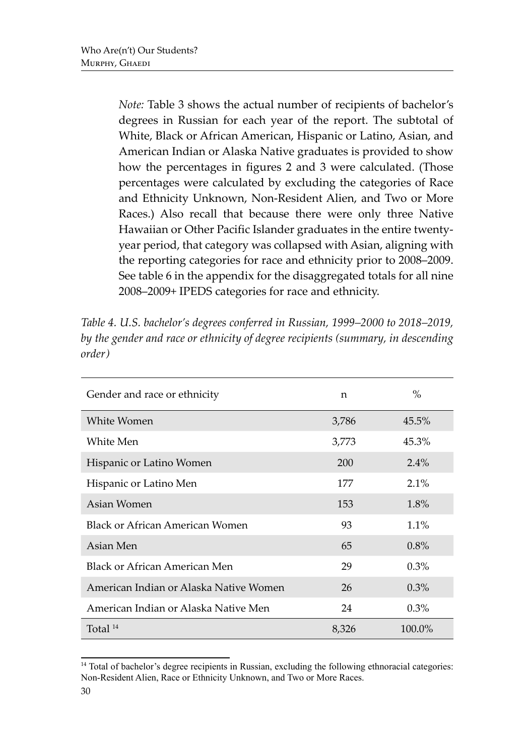*Note:* Table 3 shows the actual number of recipients of bachelor's degrees in Russian for each year of the report. The subtotal of White, Black or African American, Hispanic or Latino, Asian, and American Indian or Alaska Native graduates is provided to show how the percentages in figures 2 and 3 were calculated. (Those percentages were calculated by excluding the categories of Race and Ethnicity Unknown, Non-Resident Alien, and Two or More Races.) Also recall that because there were only three Native Hawaiian or Other Pacific Islander graduates in the entire twenty-year period, that category was collapsed with Asian, aligning with the reporting categories for race and ethnicity prior to 2008–2009. See table 6 in the appendix for the disaggregated totals for all nine 2008–2009+ IPEDS categories for race and ethnicity.

*Table 4. U.S. bachelor's degrees conferred in Russian, 1999–2000 to 2018–2019, by the gender and race or ethnicity of degree recipients (summary, in descending order)*

| Gender and race or ethnicity | n | % |
|---|---|---|
| White Women | 3,786 | 45.5% |
| White Men | 3,773 | 45.3% |
| Hispanic or Latino Women | 200 | 2.4% |
| Hispanic or Latino Men | 177 | 2.1% |
| Asian Women | 153 | 1.8% |
| Black or African American Women | 93 | 1.1% |
| Asian Men | 65 | 0.8% |
| Black or African American Men | 29 | 0.3% |
| American Indian or Alaska Native Women | 26 | 0.3% |
| American Indian or Alaska Native Men | 24 | 0.3% |
| Total [14] | 8,326 | 100.0% |

[14] Total of bachelor's degree recipients in Russian, excluding the following ethnoracial categories: Non-Resident Alien, Race or Ethnicity Unknown, and Two or More Races.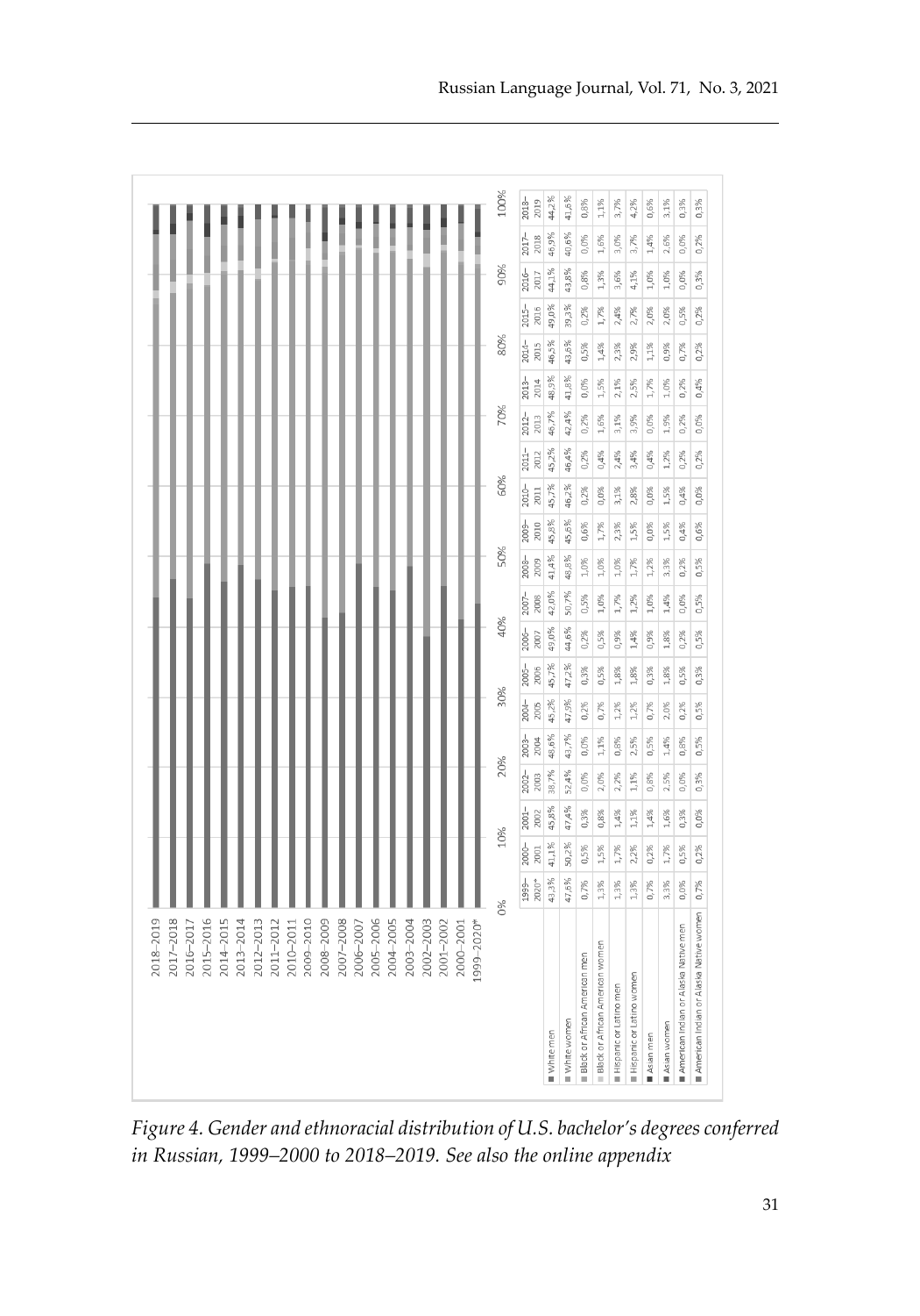| | 1999–2020* | 2000–2001 | 2001–2002 | 2002–2003 | 2003–2004 | 2004–2005 | 2005–2006 | 2006–2007 | 2007–2008 | 2008–2009 | 2009–2010 | 2010–2011 | 2011–2012 | 2012–2013 | 2013–2014 | 2014–2015 | 2015–2016 | 2016–2017 | 2017–2018 | 2018–2019 |
|---|---|---|---|---|---|---|---|---|---|---|---|---|---|---|---|---|---|---|---|---|
| White men | 43,3% | 41,1% | 45,8% | 38,7% | 48,6% | 45,2% | 45,7% | 49,0% | 42,0% | 41,4% | 45,8% | 45,7% | 45,2% | 46,7% | 48,9% | 46,5% | 49,0% | 44,1% | 46,9% | 44,2% |
| White women | 47,6% | 50,2% | 47,4% | 52,4% | 43,7% | 47,9% | 47,2% | 44,6% | 50,7% | 48,8% | 45,6% | 46,2% | 46,4% | 42,4% | 41,8% | 43,6% | 39,3% | 43,8% | 40,6% | 41,6% |
| Black or African American men | 0,7% | 0,5% | 0,3% | 0,0% | 0,0% | 0,2% | 0,3% | 0,2% | 0,5% | 1,0% | 0,6% | 0,2% | 0,2% | 0,2% | 0,0% | 0,5% | 0,2% | 0,8% | 0,0% | 0,8% |
| Black or African American women | 1,3% | 1,5% | 0,8% | 2,0% | 1,1% | 0,7% | 0,5% | 0,5% | 1,0% | 1,0% | 1,7% | 0,0% | 0,4% | 1,6% | 1,5% | 1,4% | 1,7% | 1,3% | 1,6% | 1,1% |
| Hispanic or Latino men | 1,3% | 1,7% | 1,4% | 2,2% | 0,8% | 1,2% | 1,8% | 0,9% | 1,7% | 1,0% | 2,3% | 3,1% | 2,4% | 3,1% | 2,1% | 2,3% | 2,4% | 3,6% | 3,0% | 3,7% |
| Hispanic or Latino women | 1,3% | 2,2% | 1,1% | 1,1% | 2,5% | 1,2% | 1,8% | 1,4% | 1,2% | 1,7% | 1,5% | 2,8% | 3,4% | 3,9% | 2,5% | 2,9% | 2,7% | 4,1% | 3,7% | 4,2% |
| Asian men | 0,7% | 0,2% | 1,4% | 0,8% | 0,5% | 0,7% | 0,3% | 0,9% | 1,0% | 1,2% | 0,0% | 0,0% | 0,4% | 0,0% | 1,7% | 1,1% | 2,0% | 1,0% | 1,4% | 0,6% |
| Asian women | 3,3% | 1,7% | 1,6% | 2,5% | 1,4% | 2,0% | 1,8% | 1,8% | 1,4% | 3,3% | 1,5% | 1,5% | 1,2% | 1,9% | 1,0% | 0,9% | 2,0% | 1,0% | 2,6% | 3,1% |
| American Indian or Alaska Native men | 0,0% | 0,5% | 0,3% | 0,0% | 0,8% | 0,2% | 0,5% | 0,2% | 0,0% | 0,2% | 0,4% | 0,4% | 0,2% | 0,2% | 0,2% | 0,7% | 0,5% | 0,0% | 0,0% | 0,3% |
| American Indian or Alaska Native women | 0,7% | 0,2% | 0,0% | 0,3% | 0,5% | 0,5% | 0,3% | 0,5% | 0,5% | 0,5% | 0,6% | 0,0% | 0,2% | 0,0% | 0,4% | 0,2% | 0,2% | 0,3% | 0,2% | 0,3% |

*Figure 4. Gender and ethnoracial distribution of U.S. bachelor's degrees conferred in Russian, 1999–2000 to 2018–2019. See also the online appendix*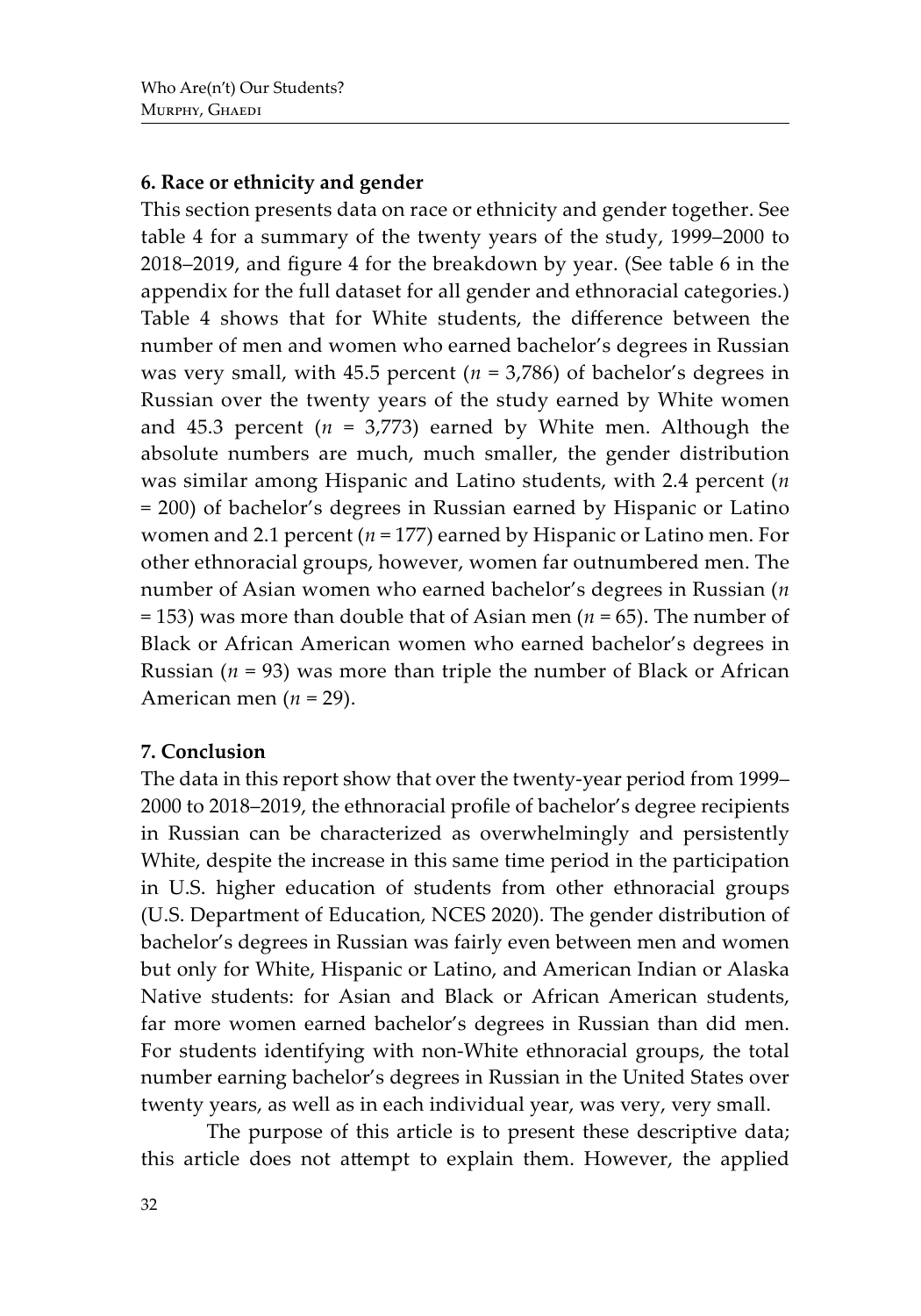**6. Race or ethnicity and gender**

This section presents data on race or ethnicity and gender together. See table 4 for a summary of the twenty years of the study, 1999–2000 to 2018–2019, and figure 4 for the breakdown by year. (See table 6 in the appendix for the full dataset for all gender and ethnoracial categories.) Table 4 shows that for White students, the difference between the number of men and women who earned bachelor's degrees in Russian was very small, with 45.5 percent (*n* = 3,786) of bachelor's degrees in Russian over the twenty years of the study earned by White women and 45.3 percent (*n* = 3,773) earned by White men. Although the absolute numbers are much, much smaller, the gender distribution was similar among Hispanic and Latino students, with 2.4 percent (*n* = 200) of bachelor's degrees in Russian earned by Hispanic or Latino women and 2.1 percent (*n* = 177) earned by Hispanic or Latino men. For other ethnoracial groups, however, women far outnumbered men. The number of Asian women who earned bachelor's degrees in Russian (*n* = 153) was more than double that of Asian men (*n* = 65). The number of Black or African American women who earned bachelor's degrees in Russian (*n* = 93) was more than triple the number of Black or African American men (*n* = 29).

**7. Conclusion**

The data in this report show that over the twenty-year period from 1999–2000 to 2018–2019, the ethnoracial profile of bachelor's degree recipients in Russian can be characterized as overwhelmingly and persistently White, despite the increase in this same time period in the participation in U.S. higher education of students from other ethnoracial groups (U.S. Department of Education, NCES 2020). The gender distribution of bachelor's degrees in Russian was fairly even between men and women but only for White, Hispanic or Latino, and American Indian or Alaska Native students: for Asian and Black or African American students, far more women earned bachelor's degrees in Russian than did men. For students identifying with non-White ethnoracial groups, the total number earning bachelor's degrees in Russian in the United States over twenty years, as well as in each individual year, was very, very small.

The purpose of this article is to present these descriptive data; this article does not attempt to explain them. However, the applied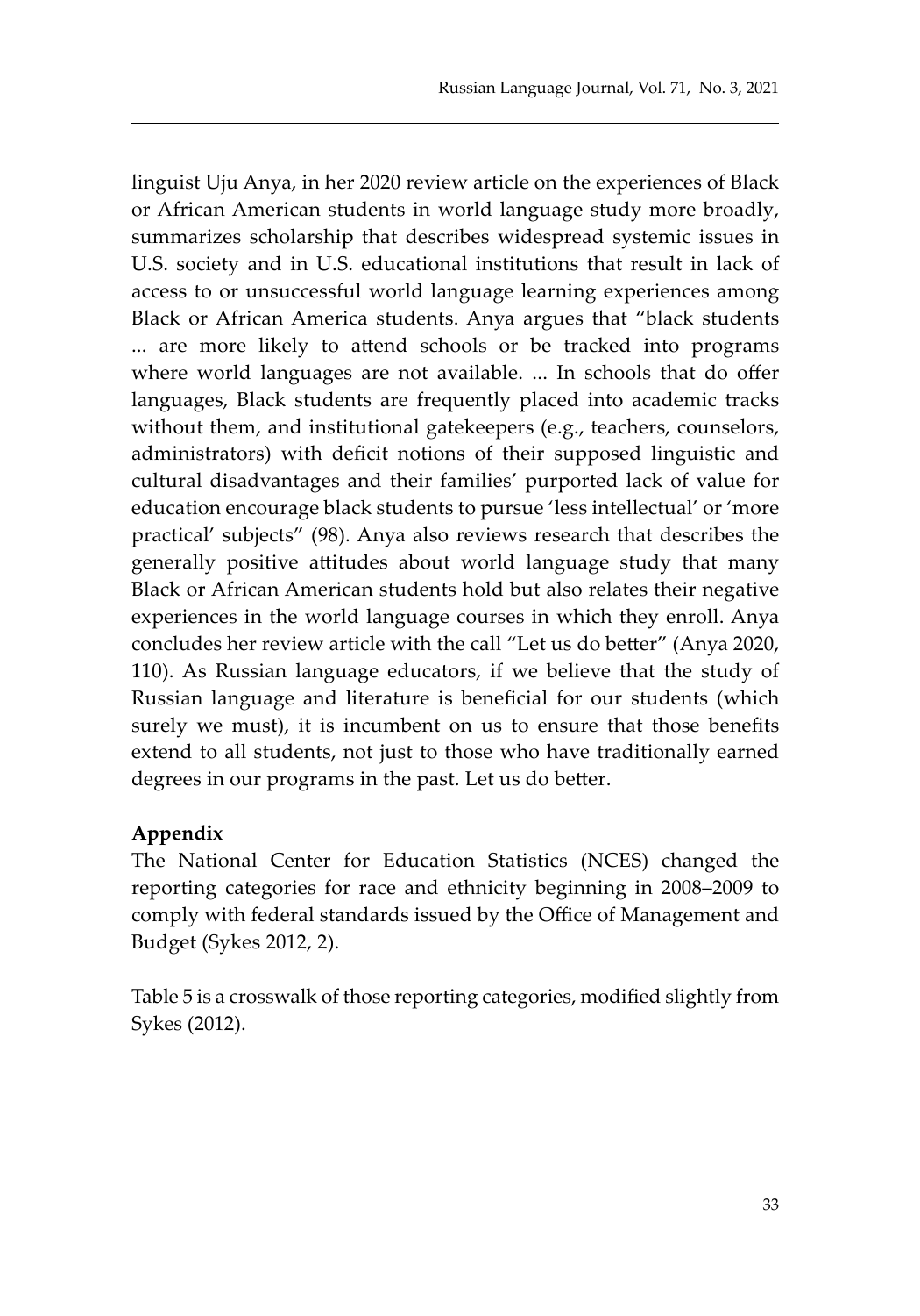linguist Uju Anya, in her 2020 review article on the experiences of Black or African American students in world language study more broadly, summarizes scholarship that describes widespread systemic issues in U.S. society and in U.S. educational institutions that result in lack of access to or unsuccessful world language learning experiences among Black or African America students. Anya argues that "black students ... are more likely to attend schools or be tracked into programs where world languages are not available. ... In schools that do offer languages, Black students are frequently placed into academic tracks without them, and institutional gatekeepers (e.g., teachers, counselors, administrators) with deficit notions of their supposed linguistic and cultural disadvantages and their families' purported lack of value for education encourage black students to pursue 'less intellectual' or 'more practical' subjects" (98). Anya also reviews research that describes the generally positive attitudes about world language study that many Black or African American students hold but also relates their negative experiences in the world language courses in which they enroll. Anya concludes her review article with the call "Let us do better" (Anya 2020, 110). As Russian language educators, if we believe that the study of Russian language and literature is beneficial for our students (which surely we must), it is incumbent on us to ensure that those benefits extend to all students, not just to those who have traditionally earned degrees in our programs in the past. Let us do better.

## Appendix

The National Center for Education Statistics (NCES) changed the reporting categories for race and ethnicity beginning in 2008–2009 to comply with federal standards issued by the Office of Management and Budget (Sykes 2012, 2).

Table 5 is a crosswalk of those reporting categories, modified slightly from Sykes (2012).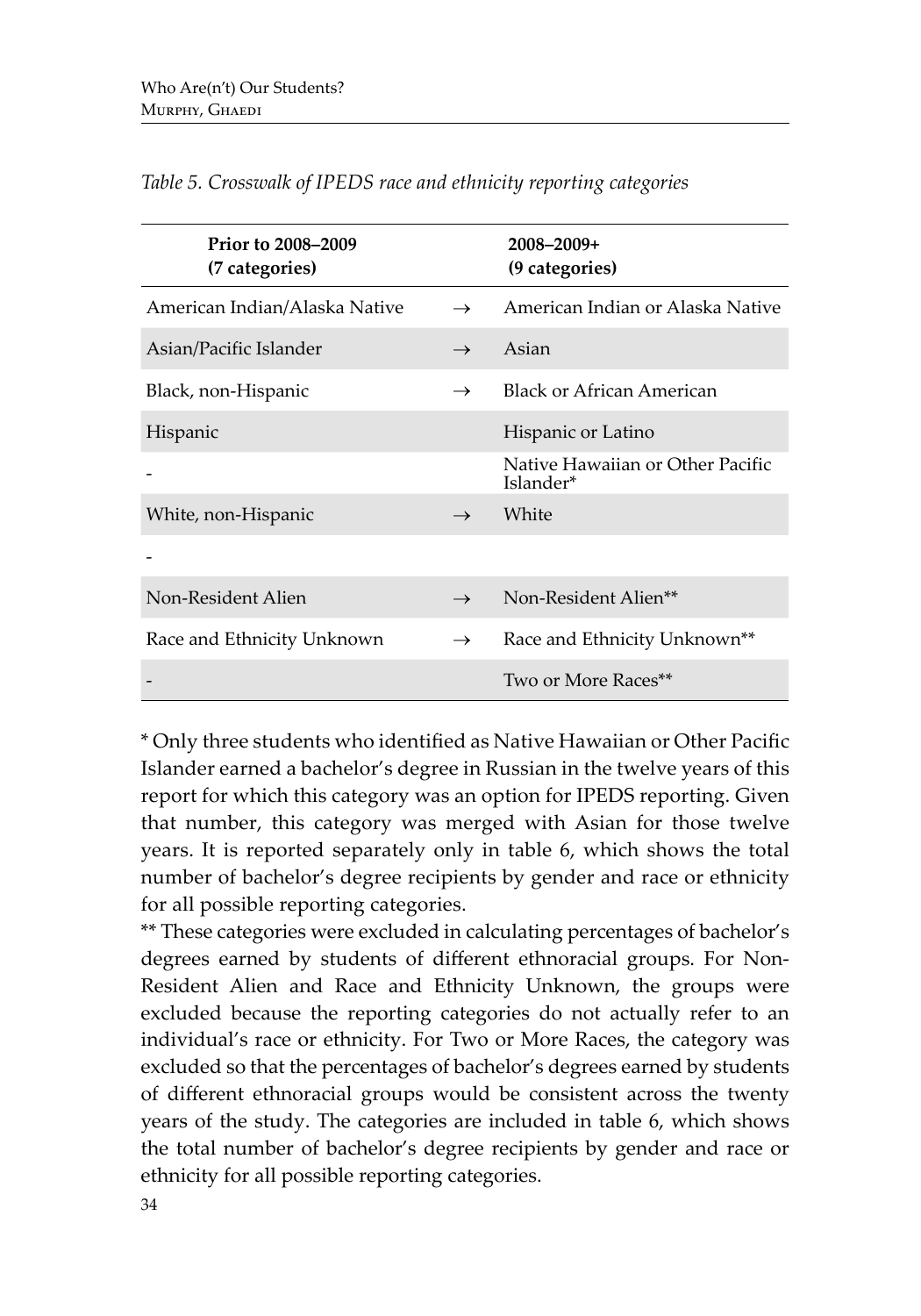*Table 5. Crosswalk of IPEDS race and ethnicity reporting categories*

| Prior to 2008–2009 (7 categories) | | 2008–2009+ (9 categories) |
|---|---|---|
| American Indian/Alaska Native | → | American Indian or Alaska Native |
| Asian/Pacific Islander | → | Asian |
| Black, non-Hispanic | → | Black or African American |
| Hispanic | | Hispanic or Latino |
| - | | Native Hawaiian or Other Pacific Islander* |
| White, non-Hispanic | → | White |
| - | | |
| Non-Resident Alien | → | Non-Resident Alien** |
| Race and Ethnicity Unknown | → | Race and Ethnicity Unknown** |
| - | | Two or More Races** |

* Only three students who identified as Native Hawaiian or Other Pacific Islander earned a bachelor's degree in Russian in the twelve years of this report for which this category was an option for IPEDS reporting. Given that number, this category was merged with Asian for those twelve years. It is reported separately only in table 6, which shows the total number of bachelor's degree recipients by gender and race or ethnicity for all possible reporting categories.

** These categories were excluded in calculating percentages of bachelor's degrees earned by students of different ethnoracial groups. For Non-Resident Alien and Race and Ethnicity Unknown, the groups were excluded because the reporting categories do not actually refer to an individual's race or ethnicity. For Two or More Races, the category was excluded so that the percentages of bachelor's degrees earned by students of different ethnoracial groups would be consistent across the twenty years of the study. The categories are included in table 6, which shows the total number of bachelor's degree recipients by gender and race or ethnicity for all possible reporting categories.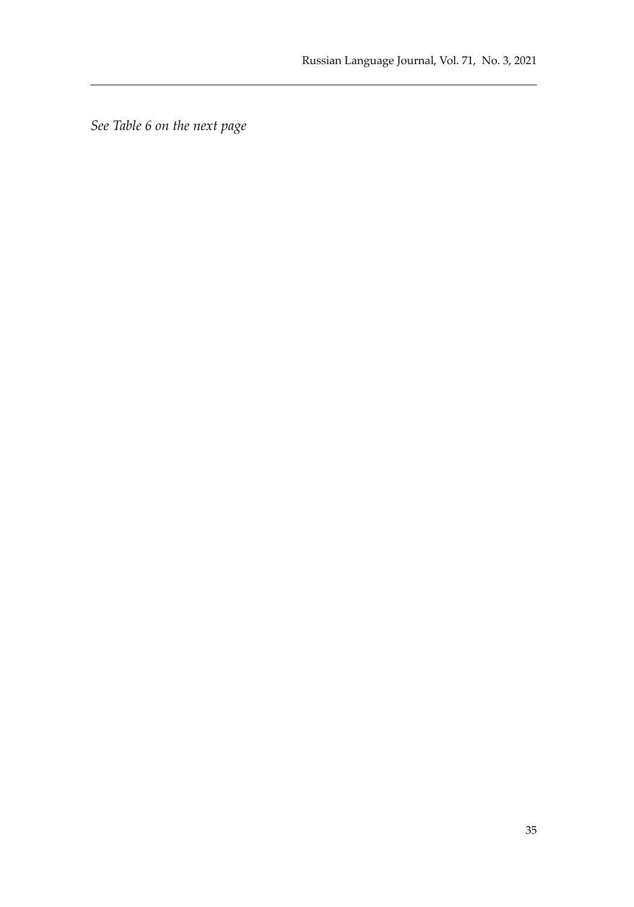*See Table 6 on the next page*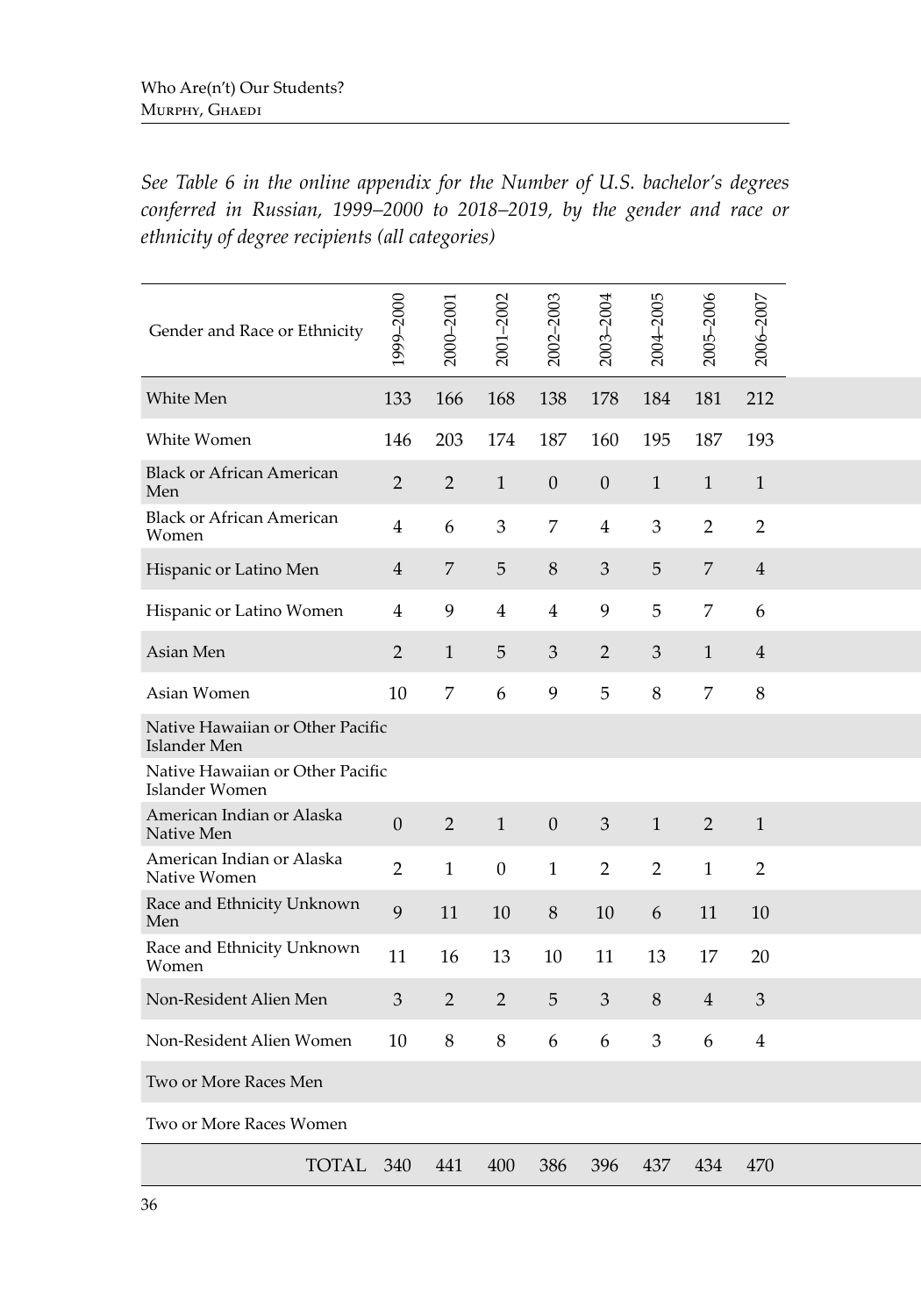*See Table 6 in the online appendix for the Number of U.S. bachelor's degrees conferred in Russian, 1999–2000 to 2018–2019, by the gender and race or ethnicity of degree recipients (all categories)*

| Gender and Race or Ethnicity | 1999–2000 | 2000–2001 | 2001–2002 | 2002–2003 | 2003–2004 | 2004–2005 | 2005–2006 | 2006–2007 |
|---|---|---|---|---|---|---|---|---|
| White Men | 133 | 166 | 168 | 138 | 178 | 184 | 181 | 212 |
| White Women | 146 | 203 | 174 | 187 | 160 | 195 | 187 | 193 |
| Black or African American Men | 2 | 2 | 1 | 0 | 0 | 1 | 1 | 1 |
| Black or African American Women | 4 | 6 | 3 | 7 | 4 | 3 | 2 | 2 |
| Hispanic or Latino Men | 4 | 7 | 5 | 8 | 3 | 5 | 7 | 4 |
| Hispanic or Latino Women | 4 | 9 | 4 | 4 | 9 | 5 | 7 | 6 |
| Asian Men | 2 | 1 | 5 | 3 | 2 | 3 | 1 | 4 |
| Asian Women | 10 | 7 | 6 | 9 | 5 | 8 | 7 | 8 |
| Native Hawaiian or Other Pacific Islander Men | | | | | | | | |
| Native Hawaiian or Other Pacific Islander Women | | | | | | | | |
| American Indian or Alaska Native Men | 0 | 2 | 1 | 0 | 3 | 1 | 2 | 1 |
| American Indian or Alaska Native Women | 2 | 1 | 0 | 1 | 2 | 2 | 1 | 2 |
| Race and Ethnicity Unknown Men | 9 | 11 | 10 | 8 | 10 | 6 | 11 | 10 |
| Race and Ethnicity Unknown Women | 11 | 16 | 13 | 10 | 11 | 13 | 17 | 20 |
| Non-Resident Alien Men | 3 | 2 | 2 | 5 | 3 | 8 | 4 | 3 |
| Non-Resident Alien Women | 10 | 8 | 8 | 6 | 6 | 3 | 6 | 4 |
| Two or More Races Men | | | | | | | | |
| Two or More Races Women | | | | | | | | |
| TOTAL | 340 | 441 | 400 | 386 | 396 | 437 | 434 | 470 |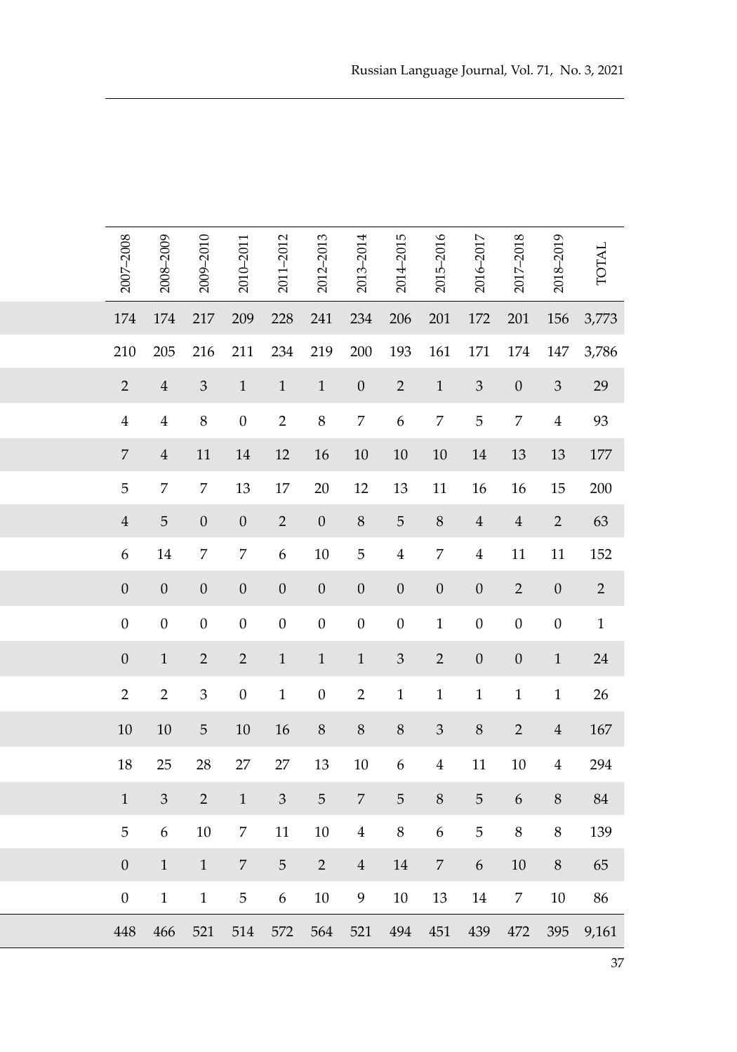| | 2007–2008 | 2008–2009 | 2009–2010 | 2010–2011 | 2011–2012 | 2012–2013 | 2013–2014 | 2014–2015 | 2015–2016 | 2016–2017 | 2017–2018 | 2018–2019 | TOTAL |
|---|---|---|---|---|---|---|---|---|---|---|---|---|---|
| | 174 | 174 | 217 | 209 | 228 | 241 | 234 | 206 | 201 | 172 | 201 | 156 | 3,773 |
| | 210 | 205 | 216 | 211 | 234 | 219 | 200 | 193 | 161 | 171 | 174 | 147 | 3,786 |
| | 2 | 4 | 3 | 1 | 1 | 1 | 0 | 2 | 1 | 3 | 0 | 3 | 29 |
| | 4 | 4 | 8 | 0 | 2 | 8 | 7 | 6 | 7 | 5 | 7 | 4 | 93 |
| | 7 | 4 | 11 | 14 | 12 | 16 | 10 | 10 | 10 | 14 | 13 | 13 | 177 |
| | 5 | 7 | 7 | 13 | 17 | 20 | 12 | 13 | 11 | 16 | 16 | 15 | 200 |
| | 4 | 5 | 0 | 0 | 2 | 0 | 8 | 5 | 8 | 4 | 4 | 2 | 63 |
| | 6 | 14 | 7 | 7 | 6 | 10 | 5 | 4 | 7 | 4 | 11 | 11 | 152 |
| | 0 | 0 | 0 | 0 | 0 | 0 | 0 | 0 | 0 | 0 | 2 | 0 | 2 |
| | 0 | 0 | 0 | 0 | 0 | 0 | 0 | 0 | 1 | 0 | 0 | 0 | 1 |
| | 0 | 1 | 2 | 2 | 1 | 1 | 1 | 3 | 2 | 0 | 0 | 1 | 24 |
| | 2 | 2 | 3 | 0 | 1 | 0 | 2 | 1 | 1 | 1 | 1 | 1 | 26 |
| | 10 | 10 | 5 | 10 | 16 | 8 | 8 | 8 | 3 | 8 | 2 | 4 | 167 |
| | 18 | 25 | 28 | 27 | 27 | 13 | 10 | 6 | 4 | 11 | 10 | 4 | 294 |
| | 1 | 3 | 2 | 1 | 3 | 5 | 7 | 5 | 8 | 5 | 6 | 8 | 84 |
| | 5 | 6 | 10 | 7 | 11 | 10 | 4 | 8 | 6 | 5 | 8 | 8 | 139 |
| | 0 | 1 | 1 | 7 | 5 | 2 | 4 | 14 | 7 | 6 | 10 | 8 | 65 |
| | 0 | 1 | 1 | 5 | 6 | 10 | 9 | 10 | 13 | 14 | 7 | 10 | 86 |
| | 448 | 466 | 521 | 514 | 572 | 564 | 521 | 494 | 451 | 439 | 472 | 395 | 9,161 |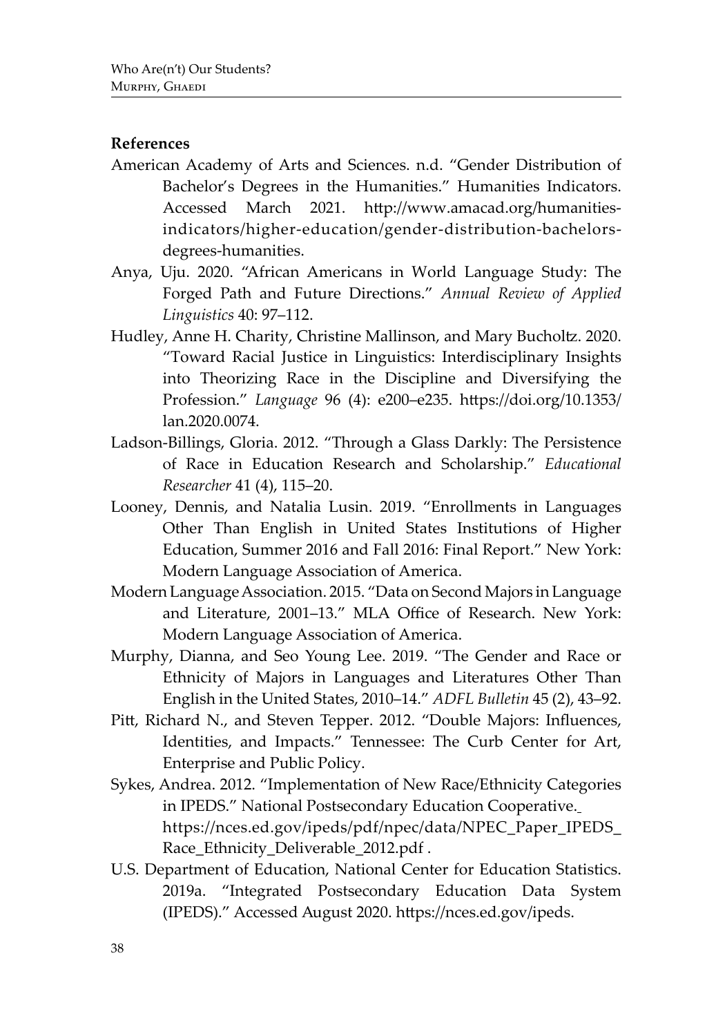**References**

American Academy of Arts and Sciences. n.d. "Gender Distribution of Bachelor's Degrees in the Humanities." Humanities Indicators. Accessed March 2021. http://www.amacad.org/humanities-indicators/higher-education/gender-distribution-bachelors-degrees-humanities.

Anya, Uju. 2020. "African Americans in World Language Study: The Forged Path and Future Directions." *Annual Review of Applied Linguistics* 40: 97–112.

Hudley, Anne H. Charity, Christine Mallinson, and Mary Bucholtz. 2020. "Toward Racial Justice in Linguistics: Interdisciplinary Insights into Theorizing Race in the Discipline and Diversifying the Profession." *Language* 96 (4): e200–e235. https://doi.org/10.1353/lan.2020.0074.

Ladson-Billings, Gloria. 2012. "Through a Glass Darkly: The Persistence of Race in Education Research and Scholarship." *Educational Researcher* 41 (4), 115–20.

Looney, Dennis, and Natalia Lusin. 2019. "Enrollments in Languages Other Than English in United States Institutions of Higher Education, Summer 2016 and Fall 2016: Final Report." New York: Modern Language Association of America.

Modern Language Association. 2015. "Data on Second Majors in Language and Literature, 2001–13." MLA Office of Research. New York: Modern Language Association of America.

Murphy, Dianna, and Seo Young Lee. 2019. "The Gender and Race or Ethnicity of Majors in Languages and Literatures Other Than English in the United States, 2010–14." *ADFL Bulletin* 45 (2), 43–92.

Pitt, Richard N., and Steven Tepper. 2012. "Double Majors: Influences, Identities, and Impacts." Tennessee: The Curb Center for Art, Enterprise and Public Policy.

Sykes, Andrea. 2012. "Implementation of New Race/Ethnicity Categories in IPEDS." National Postsecondary Education Cooperative. https://nces.ed.gov/ipeds/pdf/npec/data/NPEC_Paper_IPEDS_Race_Ethnicity_Deliverable_2012.pdf .

U.S. Department of Education, National Center for Education Statistics. 2019a. "Integrated Postsecondary Education Data System (IPEDS)." Accessed August 2020. https://nces.ed.gov/ipeds.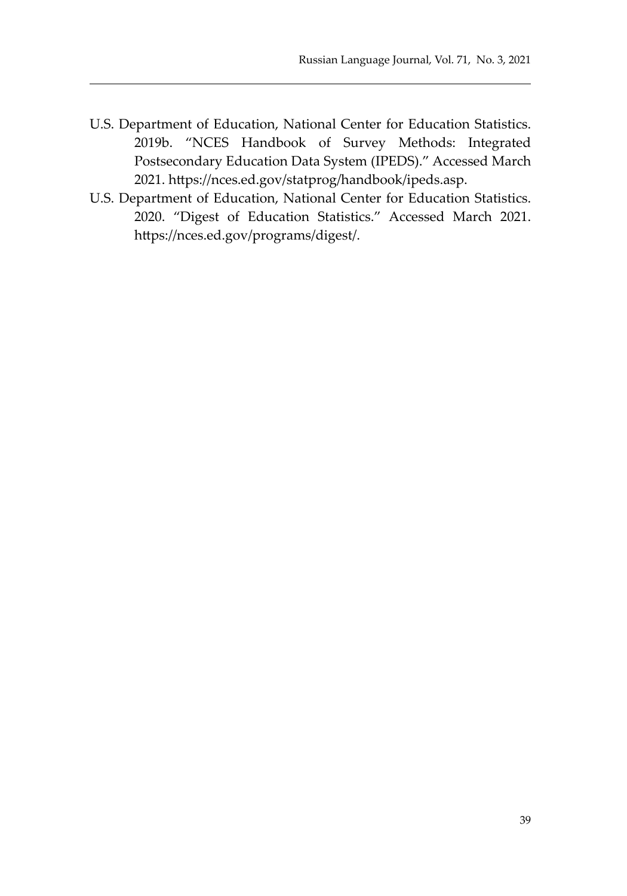U.S. Department of Education, National Center for Education Statistics. 2019b. "NCES Handbook of Survey Methods: Integrated Postsecondary Education Data System (IPEDS)." Accessed March 2021. https://nces.ed.gov/statprog/handbook/ipeds.asp.

U.S. Department of Education, National Center for Education Statistics. 2020. "Digest of Education Statistics." Accessed March 2021. https://nces.ed.gov/programs/digest/.